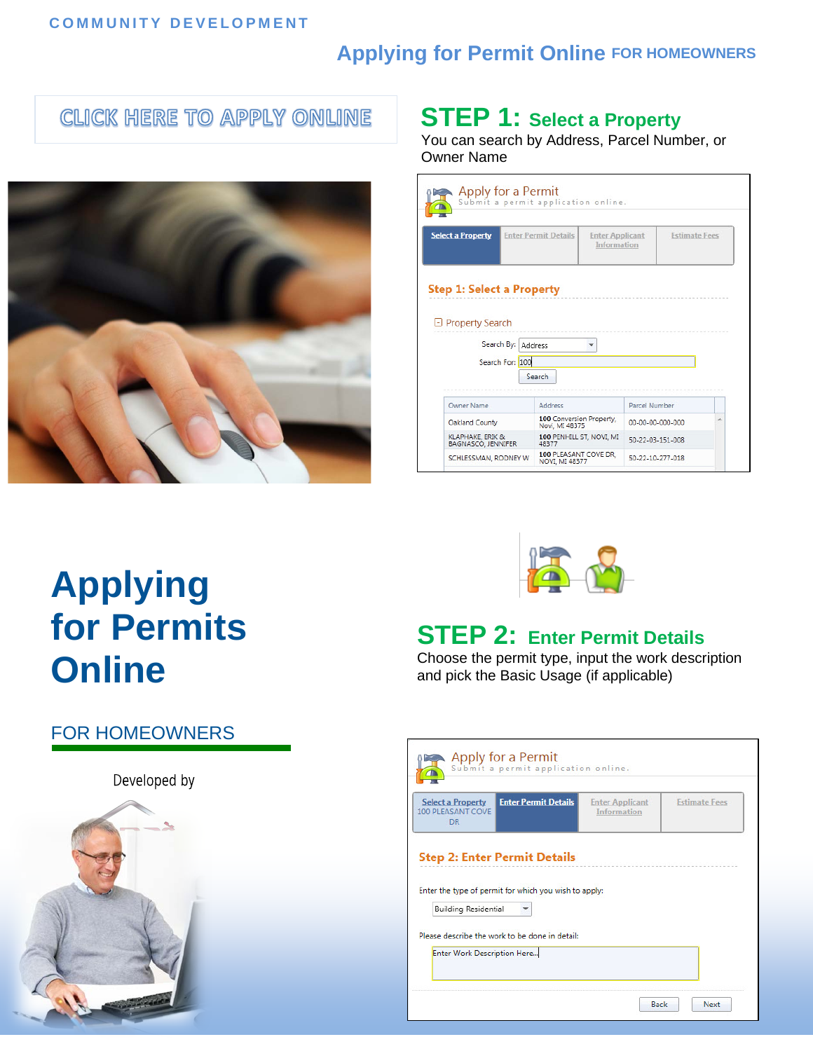COMMUNITY DEVELOPMENT

# Applying for Permit Online FOR HOMEOWNERS

CLICK HERE TO APPLY ONLINE

## STEP 1: Select a Property

You can search by Address, Parcel Number, or Owner Name

# Applying for Permits Online

## FOR HOMEOWNERS

Developed by

## STEP 2: Enter Permit Details

Choose the permit type, input the work description and pick the Basic Usage (if applicable)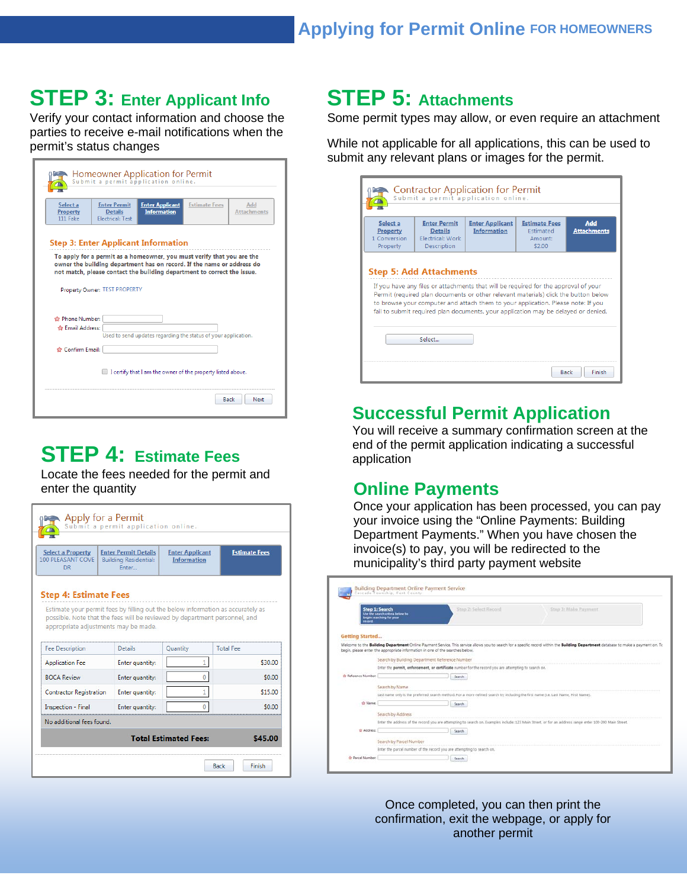# Applying for Permit Online FOR HOMEOWNERS

## STEP 3: Enter Applicant Info

Verify your contact information and choose the parties to receive e-mail notifications when the permit's status changes

Homeowner Application for Permit
Submit a permit application online.

| Select a Property | Enter Permit Details | Enter Applicant Information | Estimate Fees | Add Attachments |
|---|---|---|---|---|
| 111 Fake | Electrical: Test | | | |

**Step 3: Enter Applicant Information**

To apply for a permit as a homeowner, you must verify that you are the owner the building department has on record. If the name or address do not match, please contact the building department to correct the issue.

Property Owner: TEST PROPERTY

Phone Number:
Email Address:
Used to send updates regarding the status of your application.
Confirm Email:

I certify that I am the owner of the property listed above.

Back | Next

## STEP 4: Estimate Fees

Locate the fees needed for the permit and enter the quantity

Apply for a Permit
Submit a permit application online.

| Select a Property | Enter Permit Details | Enter Applicant Information | Estimate Fees |
|---|---|---|---|
| 100 PLEASANT COVE DR | Building Residential: Enter... | | |

**Step 4: Estimate Fees**

Estimate your permit fees by filling out the below information as accurately as possible. Note that the fees will be reviewed by department personnel, and appropriate adjustments may be made.

| Fee Description | Details | Quantity | Total Fee |
|---|---|---|---|
| Application Fee | Enter quantity: | 1 | $30.00 |
| BOCA Review | Enter quantity: | 0 | $0.00 |
| Contractor Registration | Enter quantity: | 1 | $15.00 |
| Inspection - Final | Enter quantity: | 0 | $0.00 |
| No additional fees found. | | | |
| | **Total Estimated Fees:** | | **$45.00** |

Back | Finish

## STEP 5: Attachments

Some permit types may allow, or even require an attachment

While not applicable for all applications, this can be used to submit any relevant plans or images for the permit.

Contractor Application for Permit
Submit a permit application online.

| Select a Property | Enter Permit Details | Enter Applicant Information | Estimate Fees | Add Attachments |
|---|---|---|---|---|
| 1 Conversion Property | Electrical: Work Description | | Estimated Amount: $2.00 | |

**Step 5: Add Attachments**

If you have any files or attachments that will be required for the approval of your Permit (required plan documents or other relevant materials) click the button below to browse your computer and attach them to your application. Please note: If you fail to submit required plan documents, your application may be delayed or denied.

Select...

Back | Finish

## Successful Permit Application

You will receive a summary confirmation screen at the end of the permit application indicating a successful application

## Online Payments

Once your application has been processed, you can pay your invoice using the "Online Payments: Building Department Payments." When you have chosen the invoice(s) to pay, you will be redirected to the municipality's third party payment website

Building Department Online Payment Service

Step 1: Search — Use the search criteria below to begin searching for your record | Step 2: Select Record | Step 3: Make Payment

**Getting Started...**

Welcome to the **Building Department** Online Payment Service. This service allows you to search for a specific record within the **Building Department** database to make a payment on. To begin, please enter the appropriate information in one of the searches below.

Search by Building Department Reference Number
Enter the **permit, enforcement, or certificate** number for the record you are attempting to search on.
Reference Number: [Search]

Search by Name
Last name only is the preferred search method. For a more refined search try including the first name (i.e. Last Name, First Name).
Name: [Search]

Search by Address
Enter the address of the record you are attempting to search on. Examples include: 123 Main Street, or for an address range enter 100-200 Main Street.
Address: [Search]

Search by Parcel Number
Enter the parcel number of the record you are attempting to search on.
Parcel Number: [Search]

Once completed, you can then print the confirmation, exit the webpage, or apply for another permit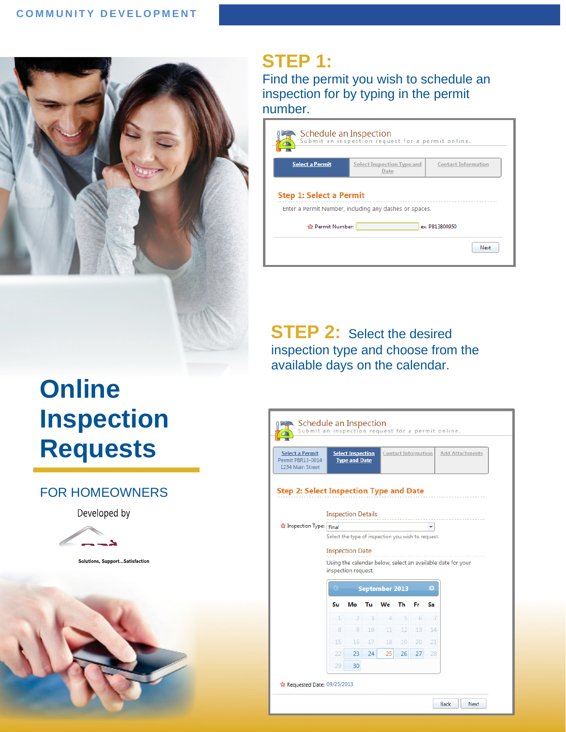COMMUNITY DEVELOPMENT

# Online Inspection Requests

FOR HOMEOWNERS

Developed by

Solutions, Support...Satisfaction

## STEP 1:

Find the permit you wish to schedule an inspection for by typing in the permit number.

Schedule an Inspection
Submit an inspection request for a permit online.

Select a Permit | Select Inspection Type and Date | Contact Information

**Step 1: Select a Permit**

Enter a Permit Number, including any dashes or spaces.

Permit Number: ex. PB13800950

Next

## STEP 2:

Select the desired inspection type and choose from the available days on the calendar.

Schedule an Inspection
Submit an inspection request for a permit online.

Select a Permit (Permit PBR13-0014, 1234 Main Street) | Select Inspection Type and Date | Contact Information | Add Attachments

**Step 2: Select Inspection Type and Date**

Inspection Details

Inspection Type: Final

Select the type of inspection you wish to request.

Inspection Date

Using the calendar below, select an available date for your inspection request.

September 2013

| Su | Mo | Tu | We | Th | Fr | Sa |
|---|---|---|---|---|---|---|
| 1 | 2 | 3 | 4 | 5 | 6 | 7 |
| 8 | 9 | 10 | 11 | 12 | 13 | 14 |
| 15 | 16 | 17 | 18 | 19 | 20 | 21 |
| 22 | 23 | 24 | 25 | 26 | 27 | 28 |
| 29 | 30 | | | | | |

Requested Date: 09/25/2013

Back Next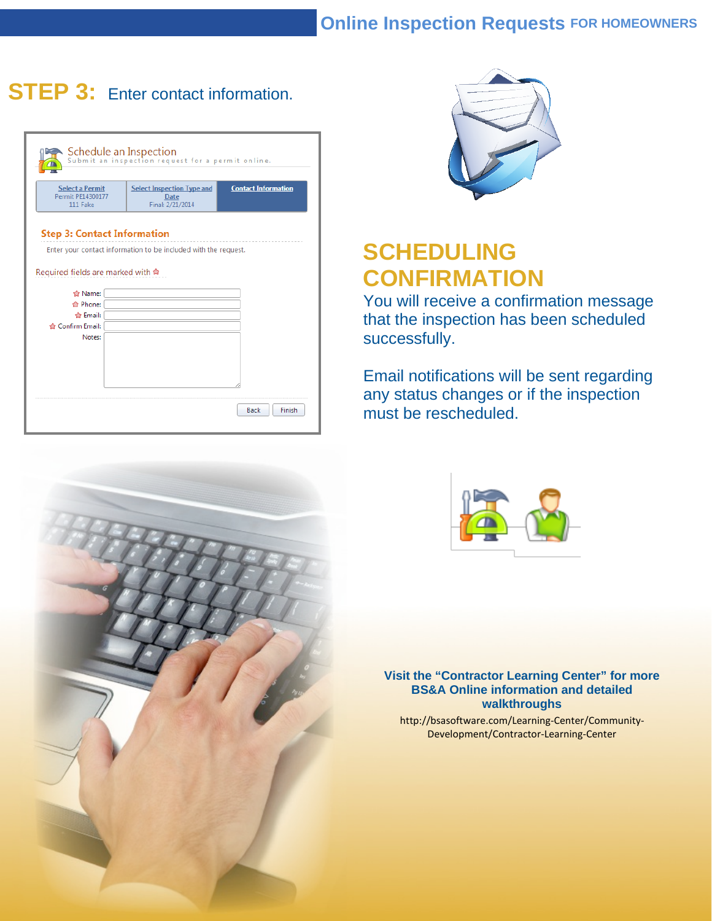## STEP 3: Enter contact information.

Schedule an Inspection
Submit an inspection request for a permit online.

| Select a Permit | Select Inspection Type and Date | Contact Information |
| --- | --- | --- |
| Permit PE14300177 111 Fake | Final: 2/21/2014 | |

**Step 3: Contact Information**

Enter your contact information to be included with the request.

Required fields are marked with ✩

✩ Name:
✩ Phone:
✩ Email:
✩ Confirm Email:
Notes:

Back   Finish

## SCHEDULING CONFIRMATION

You will receive a confirmation message that the inspection has been scheduled successfully.

Email notifications will be sent regarding any status changes or if the inspection must be rescheduled.

**Visit the "Contractor Learning Center" for more BS&A Online information and detailed walkthroughs**

http://bsasoftware.com/Learning-Center/Community-Development/Contractor-Learning-Center